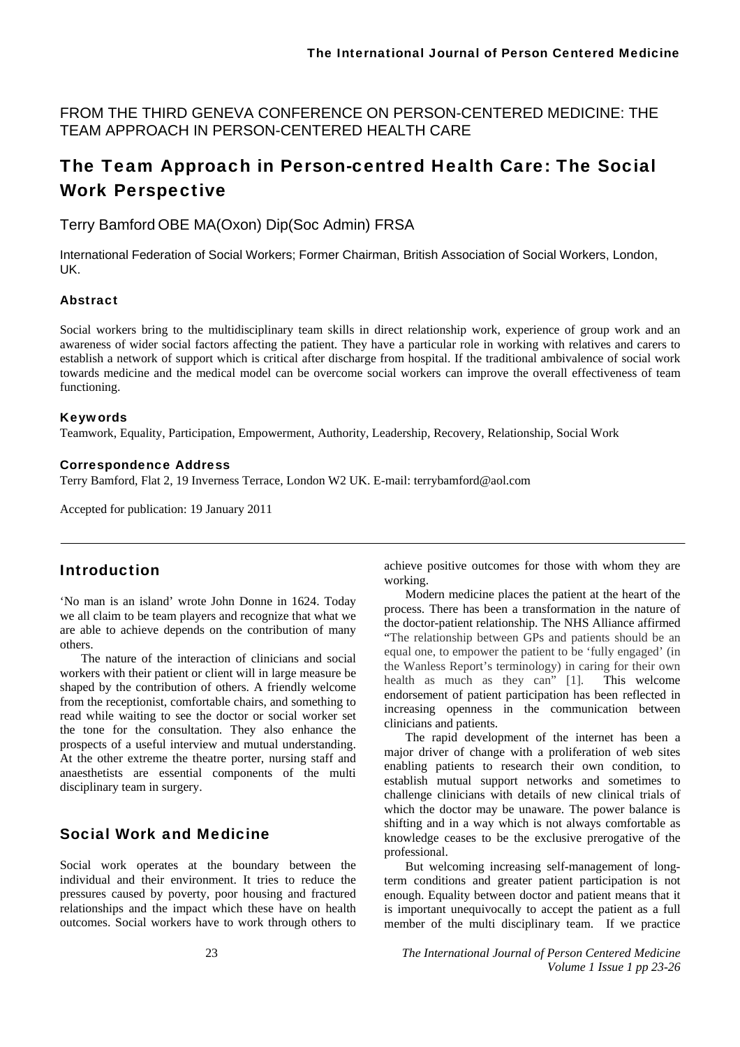FROM THE THIRD GENEVA CONFERENCE ON PERSON-CENTERED MEDICINE: THE TEAM APPROACH IN PERSON-CENTERED HEALTH CARE

# The Team Approach in Person-centred Health Care: The Social Work Perspective

Terry Bamford OBE MA(Oxon) Dip(Soc Admin) FRSA

International Federation of Social Workers; Former Chairman, British Association of Social Workers, London, UK.

### Abstract

Social workers bring to the multidisciplinary team skills in direct relationship work, experience of group work and an awareness of wider social factors affecting the patient. They have a particular role in working with relatives and carers to establish a network of support which is critical after discharge from hospital. If the traditional ambivalence of social work towards medicine and the medical model can be overcome social workers can improve the overall effectiveness of team functioning.

### Keywords

Teamwork, Equality, Participation, Empowerment, Authority, Leadership, Recovery, Relationship, Social Work

### Correspondence Address

Terry Bamford, Flat 2, 19 Inverness Terrace, London W2 UK. E-mail: terrybamford@aol.com

Accepted for publication: 19 January 2011

## Introduction

'No man is an island' wrote John Donne in 1624. Today we all claim to be team players and recognize that what we are able to achieve depends on the contribution of many others.

The nature of the interaction of clinicians and social workers with their patient or client will in large measure be shaped by the contribution of others. A friendly welcome from the receptionist, comfortable chairs, and something to read while waiting to see the doctor or social worker set the tone for the consultation. They also enhance the prospects of a useful interview and mutual understanding. At the other extreme the theatre porter, nursing staff and anaesthetists are essential components of the multi disciplinary team in surgery.

## Social Work and Medicine

Social work operates at the boundary between the individual and their environment. It tries to reduce the pressures caused by poverty, poor housing and fractured relationships and the impact which these have on health outcomes. Social workers have to work through others to achieve positive outcomes for those with whom they are working.

Modern medicine places the patient at the heart of the process. There has been a transformation in the nature of the doctor-patient relationship. The NHS Alliance affirmed "The relationship between GPs and patients should be an equal one, to empower the patient to be 'fully engaged' (in the Wanless Report's terminology) in caring for their own health as much as they can" [1]. This welcome endorsement of patient participation has been reflected in increasing openness in the communication between clinicians and patients.

The rapid development of the internet has been a major driver of change with a proliferation of web sites enabling patients to research their own condition, to establish mutual support networks and sometimes to challenge clinicians with details of new clinical trials of which the doctor may be unaware. The power balance is shifting and in a way which is not always comfortable as knowledge ceases to be the exclusive prerogative of the professional.

But welcoming increasing self-management of long-term conditions and greater patient participation is not enough. Equality between doctor and patient means that it is important unequivocally to accept the patient as a full member of the multi disciplinary team. If we practice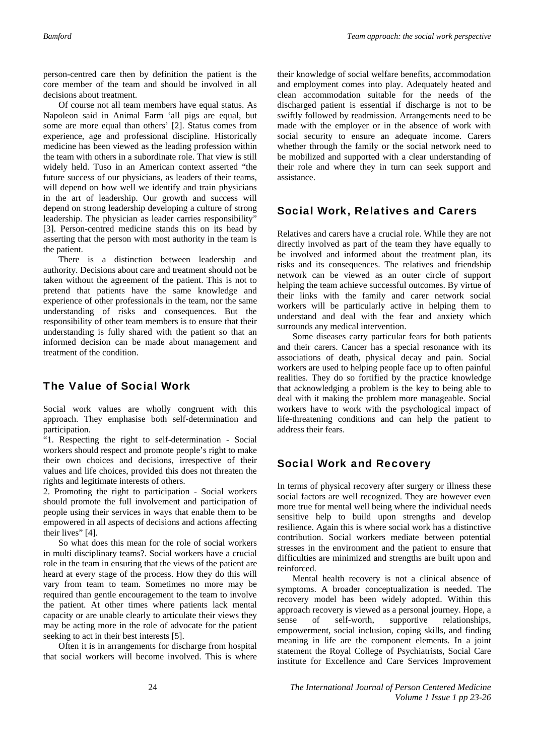person-centred care then by definition the patient is the core member of the team and should be involved in all decisions about treatment.

Of course not all team members have equal status. As Napoleon said in Animal Farm 'all pigs are equal, but some are more equal than others' [2]. Status comes from experience, age and professional discipline. Historically medicine has been viewed as the leading profession within the team with others in a subordinate role. That view is still widely held. Tuso in an American context asserted "the future success of our physicians, as leaders of their teams, will depend on how well we identify and train physicians in the art of leadership. Our growth and success will depend on strong leadership developing a culture of strong leadership. The physician as leader carries responsibility" [3]. Person-centred medicine stands this on its head by asserting that the person with most authority in the team is the patient.

There is a distinction between leadership and authority. Decisions about care and treatment should not be taken without the agreement of the patient. This is not to pretend that patients have the same knowledge and experience of other professionals in the team, nor the same understanding of risks and consequences. But the responsibility of other team members is to ensure that their understanding is fully shared with the patient so that an informed decision can be made about management and treatment of the condition.

## The Value of Social Work

Social work values are wholly congruent with this approach. They emphasise both self-determination and participation.

"1. Respecting the right to self-determination - Social workers should respect and promote people's right to make their own choices and decisions, irrespective of their values and life choices, provided this does not threaten the rights and legitimate interests of others.

2. Promoting the right to participation - Social workers should promote the full involvement and participation of people using their services in ways that enable them to be empowered in all aspects of decisions and actions affecting their lives" [4].

So what does this mean for the role of social workers in multi disciplinary teams?. Social workers have a crucial role in the team in ensuring that the views of the patient are heard at every stage of the process. How they do this will vary from team to team. Sometimes no more may be required than gentle encouragement to the team to involve the patient. At other times where patients lack mental capacity or are unable clearly to articulate their views they may be acting more in the role of advocate for the patient seeking to act in their best interests [5].

Often it is in arrangements for discharge from hospital that social workers will become involved. This is where their knowledge of social welfare benefits, accommodation and employment comes into play. Adequately heated and clean accommodation suitable for the needs of the discharged patient is essential if discharge is not to be swiftly followed by readmission. Arrangements need to be made with the employer or in the absence of work with social security to ensure an adequate income. Carers whether through the family or the social network need to be mobilized and supported with a clear understanding of their role and where they in turn can seek support and assistance.

## Social Work, Relatives and Carers

Relatives and carers have a crucial role. While they are not directly involved as part of the team they have equally to be involved and informed about the treatment plan, its risks and its consequences. The relatives and friendship network can be viewed as an outer circle of support helping the team achieve successful outcomes. By virtue of their links with the family and carer network social workers will be particularly active in helping them to understand and deal with the fear and anxiety which surrounds any medical intervention.

Some diseases carry particular fears for both patients and their carers. Cancer has a special resonance with its associations of death, physical decay and pain. Social workers are used to helping people face up to often painful realities. They do so fortified by the practice knowledge that acknowledging a problem is the key to being able to deal with it making the problem more manageable. Social workers have to work with the psychological impact of life-threatening conditions and can help the patient to address their fears.

## Social Work and Recovery

In terms of physical recovery after surgery or illness these social factors are well recognized. They are however even more true for mental well being where the individual needs sensitive help to build upon strengths and develop resilience. Again this is where social work has a distinctive contribution. Social workers mediate between potential stresses in the environment and the patient to ensure that difficulties are minimized and strengths are built upon and reinforced.

Mental health recovery is not a clinical absence of symptoms. A broader conceptualization is needed. The recovery model has been widely adopted. Within this approach recovery is viewed as a personal journey. Hope, a sense of self-worth, supportive relationships, empowerment, social inclusion, coping skills, and finding meaning in life are the component elements. In a joint statement the Royal College of Psychiatrists, Social Care institute for Excellence and Care Services Improvement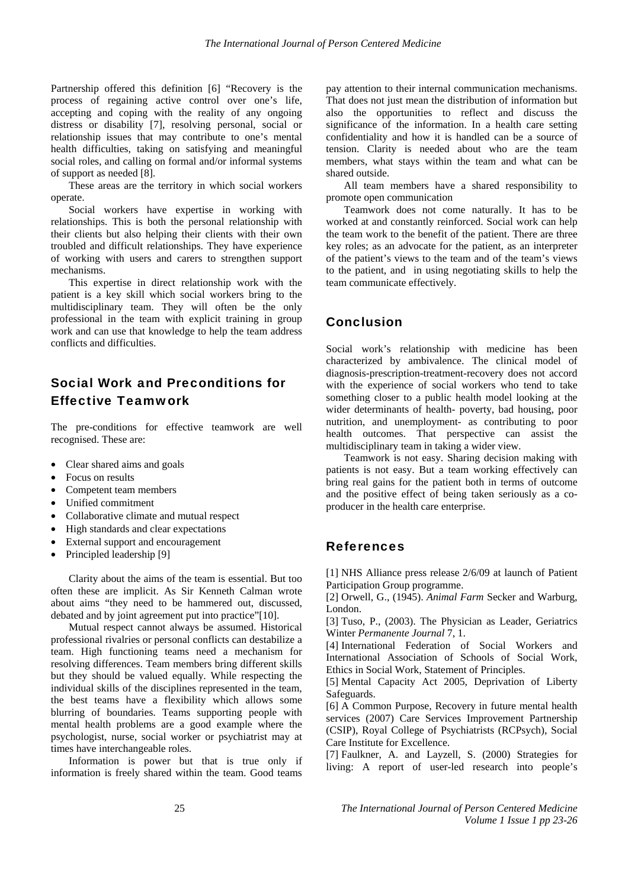Partnership offered this definition [6] "Recovery is the process of regaining active control over one's life, accepting and coping with the reality of any ongoing distress or disability [7], resolving personal, social or relationship issues that may contribute to one's mental health difficulties, taking on satisfying and meaningful social roles, and calling on formal and/or informal systems of support as needed [8].

These areas are the territory in which social workers operate.

Social workers have expertise in working with relationships. This is both the personal relationship with their clients but also helping their clients with their own troubled and difficult relationships. They have experience of working with users and carers to strengthen support mechanisms.

This expertise in direct relationship work with the patient is a key skill which social workers bring to the multidisciplinary team. They will often be the only professional in the team with explicit training in group work and can use that knowledge to help the team address conflicts and difficulties.

## Social Work and Preconditions for Effective Teamwork

The pre-conditions for effective teamwork are well recognised. These are:

- Clear shared aims and goals
- Focus on results
- Competent team members
- Unified commitment
- Collaborative climate and mutual respect
- High standards and clear expectations
- External support and encouragement
- Principled leadership [9]

Clarity about the aims of the team is essential. But too often these are implicit. As Sir Kenneth Calman wrote about aims "they need to be hammered out, discussed, debated and by joint agreement put into practice"[10].

Mutual respect cannot always be assumed. Historical professional rivalries or personal conflicts can destabilize a team. High functioning teams need a mechanism for resolving differences. Team members bring different skills but they should be valued equally. While respecting the individual skills of the disciplines represented in the team, the best teams have a flexibility which allows some blurring of boundaries. Teams supporting people with mental health problems are a good example where the psychologist, nurse, social worker or psychiatrist may at times have interchangeable roles.

Information is power but that is true only if information is freely shared within the team. Good teams pay attention to their internal communication mechanisms. That does not just mean the distribution of information but also the opportunities to reflect and discuss the significance of the information. In a health care setting confidentiality and how it is handled can be a source of tension. Clarity is needed about who are the team members, what stays within the team and what can be shared outside.

All team members have a shared responsibility to promote open communication

Teamwork does not come naturally. It has to be worked at and constantly reinforced. Social work can help the team work to the benefit of the patient. There are three key roles; as an advocate for the patient, as an interpreter of the patient's views to the team and of the team's views to the patient, and in using negotiating skills to help the team communicate effectively.

## Conclusion

Social work's relationship with medicine has been characterized by ambivalence. The clinical model of diagnosis-prescription-treatment-recovery does not accord with the experience of social workers who tend to take something closer to a public health model looking at the wider determinants of health- poverty, bad housing, poor nutrition, and unemployment- as contributing to poor health outcomes. That perspective can assist the multidisciplinary team in taking a wider view.

Teamwork is not easy. Sharing decision making with patients is not easy. But a team working effectively can bring real gains for the patient both in terms of outcome and the positive effect of being taken seriously as a co-producer in the health care enterprise.

## References

[1] NHS Alliance press release 2/6/09 at launch of Patient Participation Group programme.

[2] Orwell, G., (1945). *Animal Farm* Secker and Warburg, London.

[3] Tuso, P., (2003). The Physician as Leader, Geriatrics Winter *Permanente Journal* 7, 1.

[4] International Federation of Social Workers and International Association of Schools of Social Work, Ethics in Social Work, Statement of Principles.

[5] Mental Capacity Act 2005, Deprivation of Liberty Safeguards.

[6] A Common Purpose, Recovery in future mental health services (2007) Care Services Improvement Partnership (CSIP), Royal College of Psychiatrists (RCPsych), Social Care Institute for Excellence.

[7] Faulkner, A. and Layzell, S. (2000) Strategies for living: A report of user-led research into people's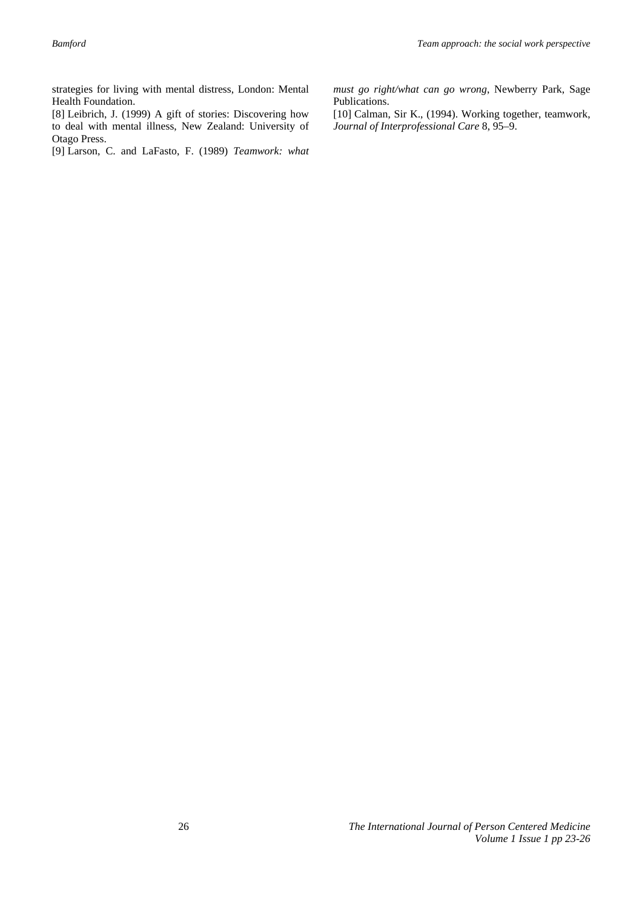strategies for living with mental distress, London: Mental Health Foundation.

[8] Leibrich, J. (1999) A gift of stories: Discovering how to deal with mental illness, New Zealand: University of Otago Press.

[9] Larson, C. and LaFasto, F. (1989) *Teamwork: what must go right/what can go wrong*, Newberry Park, Sage Publications.

[10] Calman, Sir K., (1994). Working together, teamwork, *Journal of Interprofessional Care* 8, 95–9.